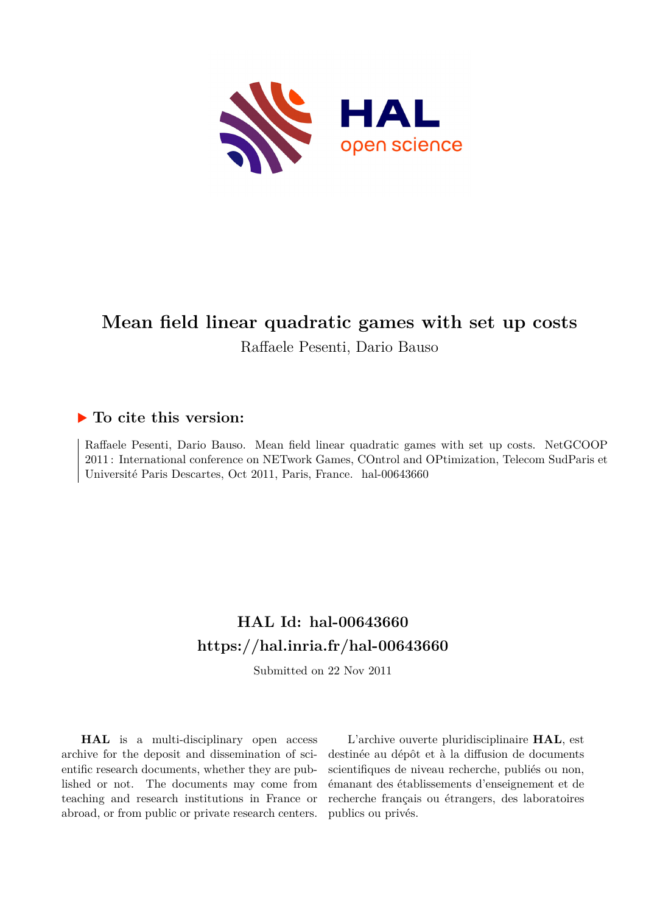# Mean field linear quadratic games with set up costs

Raffaele Pesenti, Dario Bauso

## ▶ To cite this version:

Raffaele Pesenti, Dario Bauso. Mean field linear quadratic games with set up costs. NetGCOOP 2011 : International conference on NETwork Games, COntrol and OPtimization, Telecom SudParis et Université Paris Descartes, Oct 2011, Paris, France. hal-00643660

## HAL Id: hal-00643660
## https://hal.inria.fr/hal-00643660

Submitted on 22 Nov 2011

**HAL** is a multi-disciplinary open access archive for the deposit and dissemination of scientific research documents, whether they are published or not. The documents may come from teaching and research institutions in France or abroad, or from public or private research centers.

L'archive ouverte pluridisciplinaire **HAL**, est destinée au dépôt et à la diffusion de documents scientifiques de niveau recherche, publiés ou non, émanant des établissements d'enseignement et de recherche français ou étrangers, des laboratoires publics ou privés.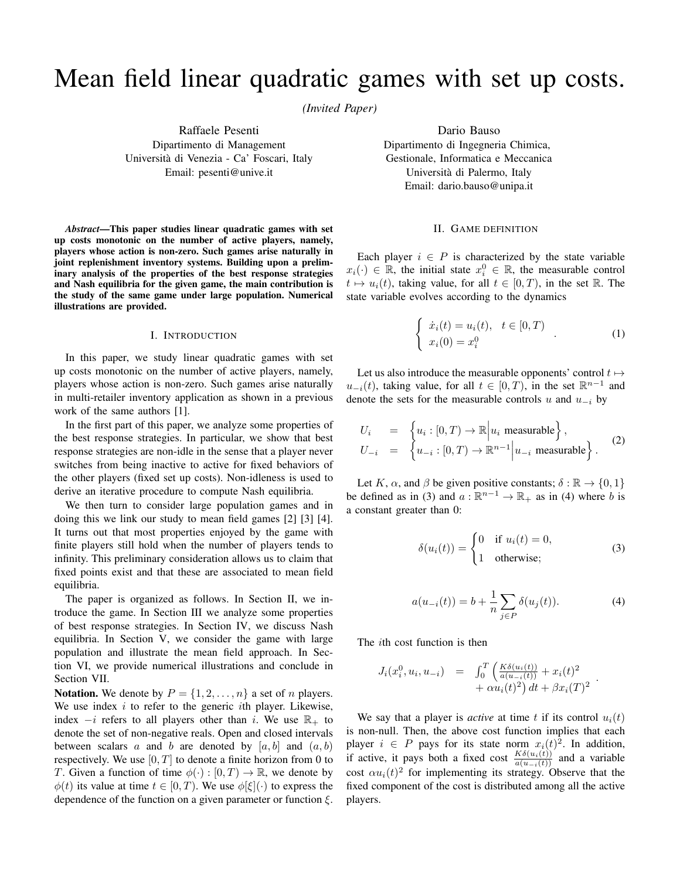# Mean field linear quadratic games with set up costs.

*(Invited Paper)*

Raffaele Pesenti
Dipartimento di Management
Università di Venezia - Ca' Foscari, Italy
Email: pesenti@unive.it

Dario Bauso
Dipartimento di Ingegneria Chimica, Gestionale, Informatica e Meccanica
Università di Palermo, Italy
Email: dario.bauso@unipa.it

***Abstract*—This paper studies linear quadratic games with set up costs monotonic on the number of active players, namely, players whose action is non-zero. Such games arise naturally in joint replenishment inventory systems. Building upon a preliminary analysis of the properties of the best response strategies and Nash equilibria for the given game, the main contribution is the study of the same game under large population. Numerical illustrations are provided.**

## I. Introduction

In this paper, we study linear quadratic games with set up costs monotonic on the number of active players, namely, players whose action is non-zero. Such games arise naturally in multi-retailer inventory application as shown in a previous work of the same authors [1].

In the first part of this paper, we analyze some properties of the best response strategies. In particular, we show that best response strategies are non-idle in the sense that a player never switches from being inactive to active for fixed behaviors of the other players (fixed set up costs). Non-idleness is used to derive an iterative procedure to compute Nash equilibria.

We then turn to consider large population games and in doing this we link our study to mean field games [2] [3] [4]. It turns out that most properties enjoyed by the game with finite players still hold when the number of players tends to infinity. This preliminary consideration allows us to claim that fixed points exist and that these are associated to mean field equilibria.

The paper is organized as follows. In Section II, we introduce the game. In Section III we analyze some properties of best response strategies. In Section IV, we discuss Nash equilibria. In Section V, we consider the game with large population and illustrate the mean field approach. In Section VI, we provide numerical illustrations and conclude in Section VII.

**Notation.** We denote by $P = \{1, 2, \ldots, n\}$ a set of $n$ players. We use index $i$ to refer to the generic $i$th player. Likewise, index $-i$ refers to all players other than $i$. We use $\mathbb{R}_+$ to denote the set of non-negative reals. Open and closed intervals between scalars $a$ and $b$ are denoted by $[a, b]$ and $(a, b)$ respectively. We use $[0, T]$ to denote a finite horizon from 0 to $T$. Given a function of time $\phi(\cdot) : [0, T) \to \mathbb{R}$, we denote by $\phi(t)$ its value at time $t \in [0, T)$. We use $\phi[\xi](\cdot)$ to express the dependence of the function on a given parameter or function $\xi$.

## II. Game definition

Each player $i \in P$ is characterized by the state variable $x_i(\cdot) \in \mathbb{R}$, the initial state $x_i^0 \in \mathbb{R}$, the measurable control $t \mapsto u_i(t)$, taking value, for all $t \in [0, T)$, in the set $\mathbb{R}$. The state variable evolves according to the dynamics

$$
\begin{cases} \dot{x}_i(t) = u_i(t), & t \in [0, T) \\ x_i(0) = x_i^0 \end{cases} . \tag{1}
$$

Let us also introduce the measurable opponents' control $t \mapsto u_{-i}(t)$, taking value, for all $t \in [0, T)$, in the set $\mathbb{R}^{n-1}$ and denote the sets for the measurable controls $u$ and $u_{-i}$ by

$$
\begin{array}{rcl} U_i & = & \left\{ u_i : [0, T) \to \mathbb{R} \middle| u_i \text{ measurable} \right\}, \\ U_{-i} & = & \left\{ u_{-i} : [0, T) \to \mathbb{R}^{n-1} \middle| u_{-i} \text{ measurable} \right\}. \end{array} \tag{2}
$$

Let $K$, $\alpha$, and $\beta$ be given positive constants; $\delta : \mathbb{R} \to \{0, 1\}$ be defined as in (3) and $a : \mathbb{R}^{n-1} \to \mathbb{R}_+$ as in (4) where $b$ is a constant greater than 0:

$$
\delta(u_i(t)) = \begin{cases} 0 & \text{if } u_i(t) = 0, \\ 1 & \text{otherwise;} \end{cases} \tag{3}
$$

$$
a(u_{-i}(t)) = b + \frac{1}{n} \sum_{j \in P} \delta(u_j(t)). \tag{4}
$$

The $i$th cost function is then

$$
\begin{array}{rcl} J_i(x_i^0, u_i, u_{-i}) & = & \int_0^T \left( \frac{K\delta(u_i(t))}{a(u_{-i}(t))} + x_i(t)^2 \right. \\ & & \left. + \, \alpha u_i(t)^2 \right) dt + \beta x_i(T)^2 \end{array} .
$$

We say that a player is *active* at time $t$ if its control $u_i(t)$ is non-null. Then, the above cost function implies that each player $i \in P$ pays for its state norm $x_i(t)^2$. In addition, if active, it pays both a fixed cost $\frac{K\delta(u_i(t))}{a(u_{-i}(t))}$ and a variable cost $\alpha u_i(t)^2$ for implementing its strategy. Observe that the fixed component of the cost is distributed among all the active players.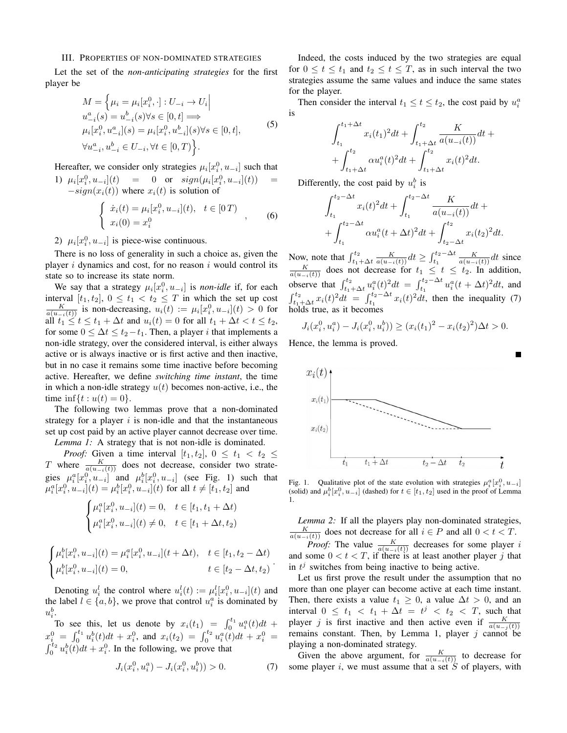## III. Properties of non-dominated strategies

Let the set of the *non-anticipating strategies* for the first player be

$$M = \Big\{ \mu_i = \mu_i[x_i^0, \cdot] : U_{-i} \to U_i \Big| \\ u_{-i}^a(s) = u_{-i}^b(s) \forall s \in [0,t] \Longrightarrow \\ \mu_i[x_i^0, u_{-i}^a](s) = \mu_i[x_i^0, u_{-i}^b](s) \forall s \in [0,t], \\ \forall u_{-i}^a, u_{-i}^b \in U_{-i}, \forall t \in [0,T) \Big\}. \tag{5}$$

Hereafter, we consider only strategies $\mu_i[x_i^0, u_{-i}]$ such that

1) $\mu_i[x_i^0, u_{-i}](t) = 0$ or $sign(\mu_i[x_i^0, u_{-i}](t)) = -sign(x_i(t))$ where $x_i(t)$ is solution of

$$\begin{cases} \dot{x}_i(t) = \mu_i[x_i^0, u_{-i}](t), & t \in [0\, T) \\ x_i(0) = x_i^0 \end{cases}, \tag{6}$$

2) $\mu_i[x_i^0, u_{-i}]$ is piece-wise continuous.

There is no loss of generality in such a choice as, given the player $i$ dynamics and cost, for no reason $i$ would control its state so to increase its state norm.

We say that a strategy $\mu_i[x_i^0, u_{-i}]$ is *non-idle* if, for each interval $[t_1, t_2]$, $0 \le t_1 < t_2 \le T$ in which the set up cost $\frac{K}{a(u_{-i}(t))}$ is non-decreasing, $u_i(t) := \mu_i[x_i^0, u_{-i}](t) > 0$ for all $t_1 \le t \le t_1 + \Delta t$ and $u_i(t) = 0$ for all $t_1 + \Delta t < t \le t_2$, for some $0 \le \Delta t \le t_2 - t_1$. Then, a player $i$ that implements a non-idle strategy, over the considered interval, is either always active or is always inactive or is first active and then inactive, but in no case it remains some time inactive before becoming active. Hereafter, we define *switching time instant*, the time in which a non-idle strategy $u(t)$ becomes non-active, i.e., the time $\inf\{t : u(t) = 0\}$.

The following two lemmas prove that a non-dominated strategy for a player $i$ is non-idle and that the instantaneous set up cost paid by an active player cannot decrease over time.

*Lemma 1:* A strategy that is not non-idle is dominated.

*Proof:* Given a time interval $[t_1, t_2]$, $0 \le t_1 < t_2 \le T$ where $\frac{K}{a(u_{-i}(t))}$ does not decrease, consider two strategies $\mu_i^a[x_i^0, u_{-i}]$ and $\mu_i^b[x_i^0, u_{-i}]$ (see Fig. 1) such that $\mu_i^a[x_i^0, u_{-i}](t) = \mu_i^b[x_i^0, u_{-i}](t)$ for all $t \neq [t_1, t_2]$ and

$$\begin{cases} \mu_i^a[x_i^0, u_{-i}](t) = 0, & t \in [t_1, t_1 + \Delta t) \\ \mu_i^a[x_i^0, u_{-i}](t) \neq 0, & t \in [t_1 + \Delta t, t_2) \end{cases}$$

$$\begin{cases} \mu_i^b[x_i^0, u_{-i}](t) = \mu_i^a[x_i^0, u_{-i}](t + \Delta t), & t \in [t_1, t_2 - \Delta t) \\ \mu_i^b[x_i^0, u_{-i}](t) = 0, & t \in [t_2 - \Delta t, t_2) \end{cases}.$$

Denoting $u_i^l$ the control where $u_i^l(t) := \mu_i^l[x_i^0, u_{-i}](t)$ and the label $l \in \{a, b\}$, we prove that control $u_i^a$ is dominated by $u_i^b$.

To see this, let us denote by $x_i(t_1) = \int_0^{t_1} u_i^a(t)dt + x_i^0 = \int_0^{t_1} u_i^b(t)dt + x_i^0$, and $x_i(t_2) = \int_0^{t_2} u_i^a(t)dt + x_i^0 = \int_0^{t_2} u_i^b(t)dt + x_i^0$. In the following, we prove that

$$J_i(x_i^0, u_i^a) - J_i(x_i^0, u_i^b)) > 0. \tag{7}$$

Indeed, the costs induced by the two strategies are equal for $0 \le t \le t_1$ and $t_2 \le t \le T$, as in such interval the two strategies assume the same values and induce the same states for the player.

Then consider the interval $t_1 \le t \le t_2$, the cost paid by $u_i^a$ is

$$\int_{t_1}^{t_1+\Delta t} x_i(t_1)^2 dt + \int_{t_1+\Delta t}^{t_2} \frac{K}{a(u_{-i}(t))} dt + \\ + \int_{t_1+\Delta t}^{t_2} \alpha u_i^a(t)^2 dt + \int_{t_1+\Delta t}^{t_2} x_i(t)^2 dt.$$

Differently, the cost paid by $u_i^b$ is

$$\int_{t_1}^{t_2-\Delta t} x_i(t)^2 dt + \int_{t_1}^{t_2-\Delta t} \frac{K}{a(u_{-i}(t))} dt + \\ + \int_{t_1}^{t_2-\Delta t} \alpha u_i^a(t+\Delta t)^2 dt + \int_{t_2-\Delta t}^{t_2} x_i(t_2)^2 dt.$$

Now, note that $\int_{t_1+\Delta t}^{t_2} \frac{K}{a(u_{-i}(t))} dt \ge \int_{t_1}^{t_2-\Delta t} \frac{K}{a(u_{-i}(t))} dt$ since $\frac{K}{a(u_{-i}(t))}$ does not decrease for $t_1 \le t \le t_2$. In addition, observe that $\int_{t_1+\Delta t}^{t_2} u_i^a(t)^2 dt = \int_{t_1}^{t_2-\Delta t} u_i^a(t+\Delta t)^2 dt$, and $\int_{t_1+\Delta t}^{t_2} x_i(t)^2 dt = \int_{t_1}^{t_2-\Delta t} x_i(t)^2 dt$, then the inequality (7) holds true, as it becomes

$$J_i(x_i^0, u_i^a) - J_i(x_i^0, u_i^b)) \ge (x_i(t_1)^2 - x_i(t_2)^2)\Delta t > 0.$$

Hence, the lemma is proved. ∎

Fig. 1. Qualitative plot of the state evolution with strategies $\mu_i^a[x_i^0, u_{-i}]$ (solid) and $\mu_i^b[x_i^0, u_{-i}]$ (dashed) for $t \in [t_1, t_2]$ used in the proof of Lemma 1.

*Lemma 2:* If all the players play non-dominated strategies, $\frac{K}{a(u_{-i}(t))}$ does not decrease for all $i \in P$ and all $0 < t < T$.

*Proof:* The value $\frac{K}{a(u_{-i}(t))}$ decreases for some player $i$ and some $0 < t < T$, if there is at least another player $j$ that in $t^j$ switches from being inactive to being active.

Let us first prove the result under the assumption that no more than one player can become active at each time instant. Then, there exists a value $t_1 \ge 0$, a value $\Delta t > 0$, and an interval $0 \le t_1 < t_1 + \Delta t = t^j < t_2 < T$, such that player $j$ is first inactive and then active even if $\frac{K}{a(u_{-j}(t))}$ remains constant. Then, by Lemma 1, player $j$ cannot be playing a non-dominated strategy.

Given the above argument, for $\frac{K}{a(u_{-i}(t))}$ to decrease for some player $i$, we must assume that a set $S$ of players, with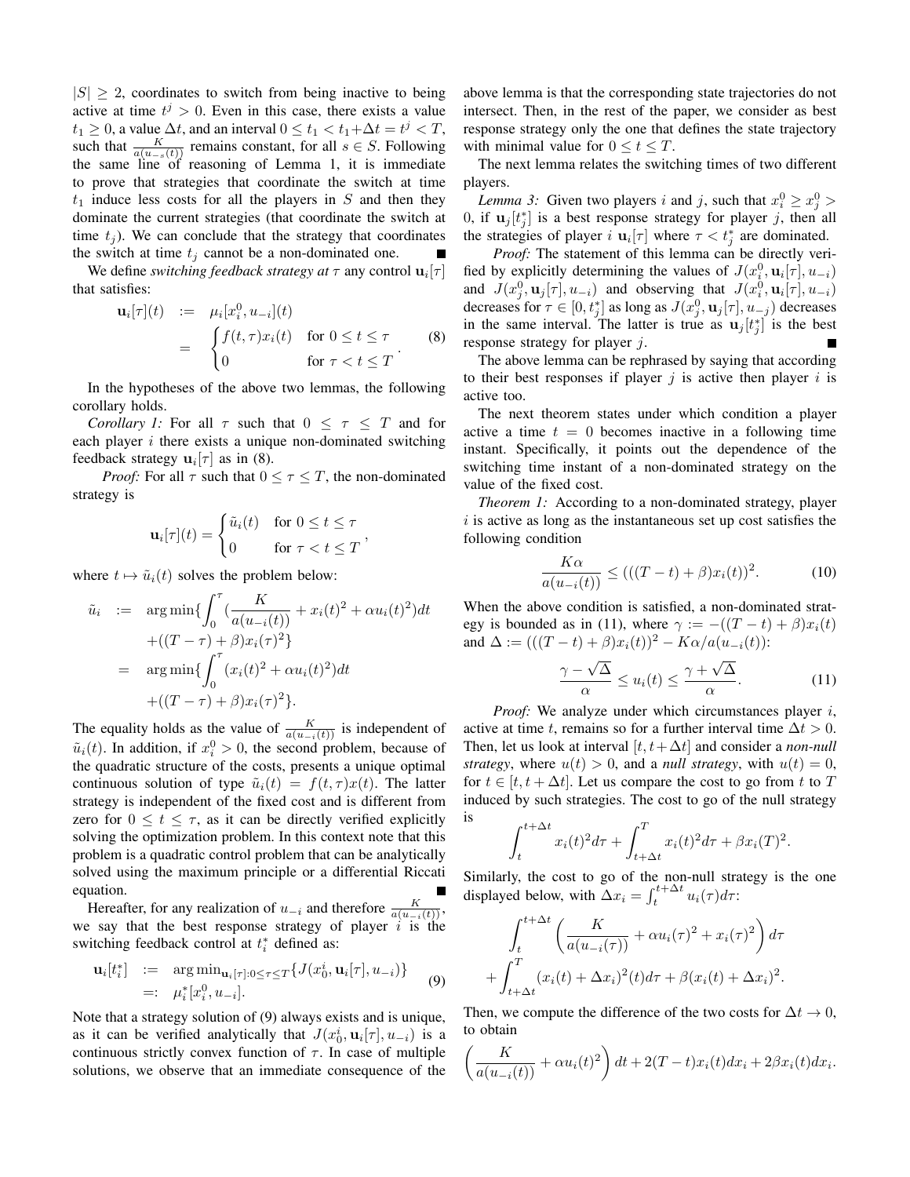$|S| \geq 2$, coordinates to switch from being inactive to being active at time $t^j > 0$. Even in this case, there exists a value $t_1 \geq 0$, a value $\Delta t$, and an interval $0 \leq t_1 < t_1 + \Delta t = t^j < T$, such that $\frac{K}{a(u_{-s}(t))}$ remains constant, for all $s \in S$. Following the same line of reasoning of Lemma 1, it is immediate to prove that strategies that coordinate the switch at time $t_1$ induce less costs for all the players in $S$ and then they dominate the current strategies (that coordinate the switch at time $t_j$). We can conclude that the strategy that coordinates the switch at time $t_j$ cannot be a non-dominated one. ∎

We define *switching feedback strategy at* $\tau$ any control $\mathbf{u}_i[\tau]$ that satisfies:

$$\begin{aligned}\mathbf{u}_i[\tau](t) &:= \mu_i[x_i^0, u_{-i}](t) \\ &= \begin{cases} f(t,\tau)x_i(t) & \text{for } 0 \leq t \leq \tau \\ 0 & \text{for } \tau < t \leq T \end{cases}.\end{aligned} \tag{8}$$

In the hypotheses of the above two lemmas, the following corollary holds.

*Corollary 1:* For all $\tau$ such that $0 \leq \tau \leq T$ and for each player $i$ there exists a unique non-dominated switching feedback strategy $\mathbf{u}_i[\tau]$ as in (8).

*Proof:* For all $\tau$ such that $0 \leq \tau \leq T$, the non-dominated strategy is

$$\mathbf{u}_i[\tau](t) = \begin{cases} \tilde{u}_i(t) & \text{for } 0 \leq t \leq \tau \\ 0 & \text{for } \tau < t \leq T \end{cases},$$

where $t \mapsto \tilde{u}_i(t)$ solves the problem below:

$$\begin{aligned}\tilde{u}_i &:= \arg\min\{\int_0^\tau (\frac{K}{a(u_{-i}(t))} + x_i(t)^2 + \alpha u_i(t)^2)dt \\ &\quad + ((T-\tau) + \beta)x_i(\tau)^2\} \\ &= \arg\min\{\int_0^\tau (x_i(t)^2 + \alpha u_i(t)^2)dt \\ &\quad + ((T-\tau) + \beta)x_i(\tau)^2\}.\end{aligned}$$

The equality holds as the value of $\frac{K}{a(u_{-i}(t))}$ is independent of $\tilde{u}_i(t)$. In addition, if $x_i^0 > 0$, the second problem, because of the quadratic structure of the costs, presents a unique optimal continuous solution of type $\tilde{u}_i(t) = f(t,\tau)x(t)$. The latter strategy is independent of the fixed cost and is different from zero for $0 \leq t \leq \tau$, as it can be directly verified explicitly solving the optimization problem. In this context note that this problem is a quadratic control problem that can be analytically solved using the maximum principle or a differential Riccati equation. ∎

Hereafter, for any realization of $u_{-i}$ and therefore $\frac{K}{a(u_{-i}(t))}$, we say that the best response strategy of player $i$ is the switching feedback control at $t_i^*$ defined as:

$$\begin{aligned}\mathbf{u}_i[t_i^*] &:= \arg\min_{\mathbf{u}_i[\tau]:0\leq\tau\leq T}\{J(x_0^i, \mathbf{u}_i[\tau], u_{-i})\} \\ &=: \mu_i^*[x_i^0, u_{-i}].\end{aligned} \tag{9}$$

Note that a strategy solution of (9) always exists and is unique, as it can be verified analytically that $J(x_0^i, \mathbf{u}_i[\tau], u_{-i})$ is a continuous strictly convex function of $\tau$. In case of multiple solutions, we observe that an immediate consequence of the above lemma is that the corresponding state trajectories do not intersect. Then, in the rest of the paper, we consider as best response strategy only the one that defines the state trajectory with minimal value for $0 \leq t \leq T$.

The next lemma relates the switching times of two different players.

*Lemma 3:* Given two players $i$ and $j$, such that $x_i^0 \geq x_j^0 > 0$, if $\mathbf{u}_j[t_j^*]$ is a best response strategy for player $j$, then all the strategies of player $i$ $\mathbf{u}_i[\tau]$ where $\tau < t_j^*$ are dominated.

*Proof:* The statement of this lemma can be directly verified by explicitly determining the values of $J(x_i^0, \mathbf{u}_i[\tau], u_{-i})$ and $J(x_j^0, \mathbf{u}_j[\tau], u_{-i})$ and observing that $J(x_i^0, \mathbf{u}_i[\tau], u_{-i})$ decreases for $\tau \in [0, t_j^*]$ as long as $J(x_j^0, \mathbf{u}_j[\tau], u_{-j})$ decreases in the same interval. The latter is true as $\mathbf{u}_j[t_j^*]$ is the best response strategy for player $j$. ∎

The above lemma can be rephrased by saying that according to their best responses if player $j$ is active then player $i$ is active too.

The next theorem states under which condition a player active a time $t = 0$ becomes inactive in a following time instant. Specifically, it points out the dependence of the switching time instant of a non-dominated strategy on the value of the fixed cost.

*Theorem 1:* According to a non-dominated strategy, player $i$ is active as long as the instantaneous set up cost satisfies the following condition

$$\frac{K\alpha}{a(u_{-i}(t))} \leq (((T-t) + \beta)x_i(t))^2. \tag{10}$$

When the above condition is satisfied, a non-dominated strategy is bounded as in (11), where $\gamma := -((T-t) + \beta)x_i(t)$ and $\Delta := (((T-t) + \beta)x_i(t))^2 - K\alpha/a(u_{-i}(t))$:

$$\frac{\gamma - \sqrt{\Delta}}{\alpha} \leq u_i(t) \leq \frac{\gamma + \sqrt{\Delta}}{\alpha}. \tag{11}$$

*Proof:* We analyze under which circumstances player $i$, active at time $t$, remains so for a further interval time $\Delta t > 0$. Then, let us look at interval $[t, t+\Delta t]$ and consider a *non-null strategy*, where $u(t) > 0$, and a *null strategy*, with $u(t) = 0$, for $t \in [t, t + \Delta t]$. Let us compare the cost to go from $t$ to $T$ induced by such strategies. The cost to go of the null strategy is

$$\int_t^{t+\Delta t} x_i(t)^2 d\tau + \int_{t+\Delta t}^T x_i(t)^2 d\tau + \beta x_i(T)^2.$$

Similarly, the cost to go of the non-null strategy is the one displayed below, with $\Delta x_i = \int_t^{t+\Delta t} u_i(\tau)d\tau$:

$$\begin{aligned}&\int_t^{t+\Delta t} \left(\frac{K}{a(u_{-i}(\tau))} + \alpha u_i(\tau)^2 + x_i(\tau)^2\right)d\tau \\ &+ \int_{t+\Delta t}^T (x_i(t) + \Delta x_i)^2(t)d\tau + \beta(x_i(t) + \Delta x_i)^2.\end{aligned}$$

Then, we compute the difference of the two costs for $\Delta t \to 0$, to obtain

$$\left(\frac{K}{a(u_{-i}(t))} + \alpha u_i(t)^2\right)dt + 2(T-t)x_i(t)dx_i + 2\beta x_i(t)dx_i.$$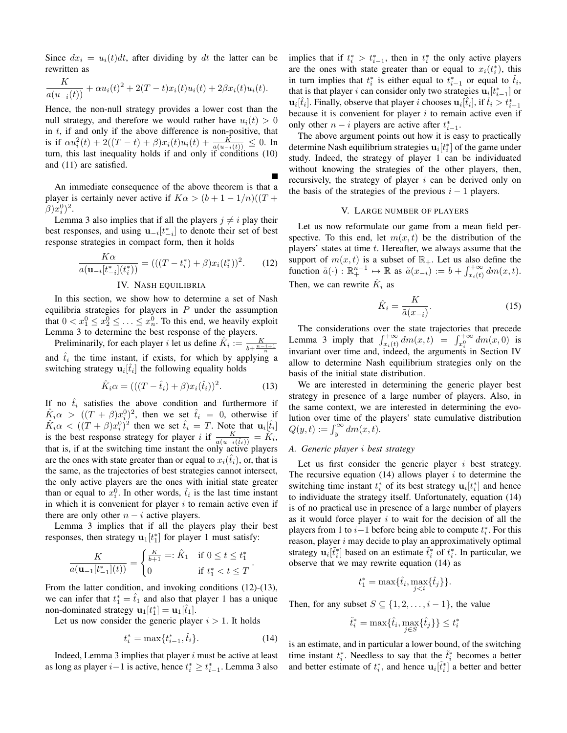Since $dx_i = u_i(t)dt$, after dividing by $dt$ the latter can be rewritten as

$$\frac{K}{a(u_{-i}(t))} + \alpha u_i(t)^2 + 2(T-t)x_i(t)u_i(t) + 2\beta x_i(t)u_i(t).$$

Hence, the non-null strategy provides a lower cost than the null strategy, and therefore we would rather have $u_i(t) > 0$ in $t$, if and only if the above difference is non-positive, that is if $\alpha u_i^2(t) + 2((T-t)+\beta)x_i(t)u_i(t) + \frac{K}{a(u_{-i}(t))} \leq 0$. In turn, this last inequality holds if and only if conditions (10) and (11) are satisfied.

■

An immediate consequence of the above theorem is that a player is certainly never active if $K\alpha > (b+1-1/n)((T+\beta)x_i^0)^2$.

Lemma 3 also implies that if all the players $j \neq i$ play their best responses, and using $\mathbf{u}_{-i}[t_{-i}^*]$ to denote their set of best response strategies in compact form, then it holds

$$\frac{K\alpha}{a(\mathbf{u}_{-i}[t_{-i}^*](t_i^*))} = (((T-t_i^*)+\beta)x_i(t_i^*))^2. \tag{12}$$

## IV. Nash equilibria

In this section, we show how to determine a set of Nash equilibria strategies for players in $P$ under the assumption that $0 < x_1^0 \leq x_2^0 \leq \ldots \leq x_n^0$. To this end, we heavily exploit Lemma 3 to determine the best response of the players.

Preliminarily, for each player $i$ let us define $\hat{K}_i := \frac{K}{b+\frac{n-i+1}{n}}$ and $\hat{t}_i$ the time instant, if exists, for which by applying a switching strategy $\mathbf{u}_i[\hat{t}_i]$ the following equality holds

$$\hat{K}_i\alpha = (((T-\hat{t}_i)+\beta)x_i(\hat{t}_i))^2. \tag{13}$$

If no $\hat{t}_i$ satisfies the above condition and furthermore if $\hat{K}_i\alpha > ((T+\beta)x_i^0)^2$, then we set $\hat{t}_i = 0$, otherwise if $\hat{K}_i\alpha < ((T+\beta)x_i^0)^2$ then we set $\hat{t}_i = T$. Note that $\mathbf{u}_i[\hat{t}_i]$ is the best response strategy for player $i$ if $\frac{K}{a(u_{-i}(\hat{t}_i))} = \hat{K}_i$, that is, if at the switching time instant the only active players are the ones with state greater than or equal to $x_i(\hat{t}_i)$, or, that is the same, as the trajectories of best strategies cannot intersect, the only active players are the ones with initial state greater than or equal to $x_i^0$. In other words, $\hat{t}_i$ is the last time instant in which it is convenient for player $i$ to remain active even if there are only other $n-i$ active players.

Lemma 3 implies that if all the players play their best responses, then strategy $\mathbf{u}_1[t_1^*]$ for player 1 must satisfy:

$$\frac{K}{a(\mathbf{u}_{-1}[t_{-1}^*](t))} = \begin{cases} \frac{K}{b+1} =: \hat{K}_1 & \text{if } 0 \leq t \leq t_1^* \\ 0 & \text{if } t_1^* < t \leq T \end{cases}.$$

From the latter condition, and invoking conditions (12)-(13), we can infer that $t_1^* = \hat{t}_1$ and also that player 1 has a unique non-dominated strategy $\mathbf{u}_1[t_1^*] = \mathbf{u}_1[\hat{t}_1]$.

Let us now consider the generic player $i > 1$. It holds

$$t_i^* = \max\{t_{i-1}^*, \hat{t}_i\}. \tag{14}$$

Indeed, Lemma 3 implies that player $i$ must be active at least as long as player $i-1$ is active, hence $t_i^* \geq t_{i-1}^*$. Lemma 3 also implies that if $t_i^* > t_{i-1}^*$, then in $t_i^*$ the only active players are the ones with state greater than or equal to $x_i(t_i^*)$, this in turn implies that $t_i^*$ is either equal to $t_{i-1}^*$ or equal to $\hat{t}_i$, that is that player $i$ can consider only two strategies $\mathbf{u}_i[t_{i-1}^*]$ or $\mathbf{u}_i[\hat{t}_i]$. Finally, observe that player $i$ chooses $\mathbf{u}_i[\hat{t}_i]$, if $\hat{t}_i > t_{i-1}^*$ because it is convenient for player $i$ to remain active even if only other $n-i$ players are active after $t_{i-1}^*$.

The above argument points out how it is easy to practically determine Nash equilibrium strategies $\mathbf{u}_i[t_i^*]$ of the game under study. Indeed, the strategy of player 1 can be individuated without knowing the strategies of the other players, then, recursively, the strategy of player $i$ can be derived only on the basis of the strategies of the previous $i-1$ players.

## V. Large number of players

Let us now reformulate our game from a mean field perspective. To this end, let $m(x,t)$ be the distribution of the players' states at time $t$. Hereafter, we always assume that the support of $m(x,t)$ is a subset of $\mathbb{R}_+$. Let us also define the function $\tilde{a}(\cdot) : \mathbb{R}_+^{n-1} \mapsto \mathbb{R}$ as $\tilde{a}(x_{-i}) := b + \int_{x_i(t)}^{+\infty} dm(x,t)$. Then, we can rewrite $\hat{K}_i$ as

$$\hat{K}_i = \frac{K}{\tilde{a}(x_{-i})}. \tag{15}$$

The considerations over the state trajectories that precede Lemma 3 imply that $\int_{x_i(t)}^{+\infty} dm(x,t) = \int_{x_i^0}^{+\infty} dm(x,0)$ is invariant over time and, indeed, the arguments in Section IV allow to determine Nash equilibrium strategies only on the basis of the initial state distribution.

We are interested in determining the generic player best strategy in presence of a large number of players. Also, in the same context, we are interested in determining the evolution over time of the players' state cumulative distribution $Q(y,t) := \int_y^{\infty} dm(x,t)$.

### A. Generic player $i$ best strategy

Let us first consider the generic player $i$ best strategy. The recursive equation (14) allows player $i$ to determine the switching time instant $t_i^*$ of its best strategy $\mathbf{u}_i[t_i^*]$ and hence to individuate the strategy itself. Unfortunately, equation (14) is of no practical use in presence of a large number of players as it would force player $i$ to wait for the decision of all the players from 1 to $i-1$ before being able to compute $t_i^*$. For this reason, player $i$ may decide to play an approximatively optimal strategy $\mathbf{u}_i[\tilde{t}_i^*]$ based on an estimate $\tilde{t}_i^*$ of $t_i^*$. In particular, we observe that we may rewrite equation (14) as

$$t_1^* = \max\{\hat{t}_i, \max_{j<i}\{\hat{t}_j\}\}.$$

Then, for any subset $S \subseteq \{1, 2, \ldots, i-1\}$, the value

$$\tilde{t}_i^* = \max\{\hat{t}_i, \max_{j\in S}\{\hat{t}_j\}\} \leq t_i^*$$

is an estimate, and in particular a lower bound, of the switching time instant $t_i^*$. Needless to say that the $\tilde{t}_i^*$ becomes a better and better estimate of $t_i^*$, and hence $\mathbf{u}_i[\tilde{t}_i^*]$ a better and better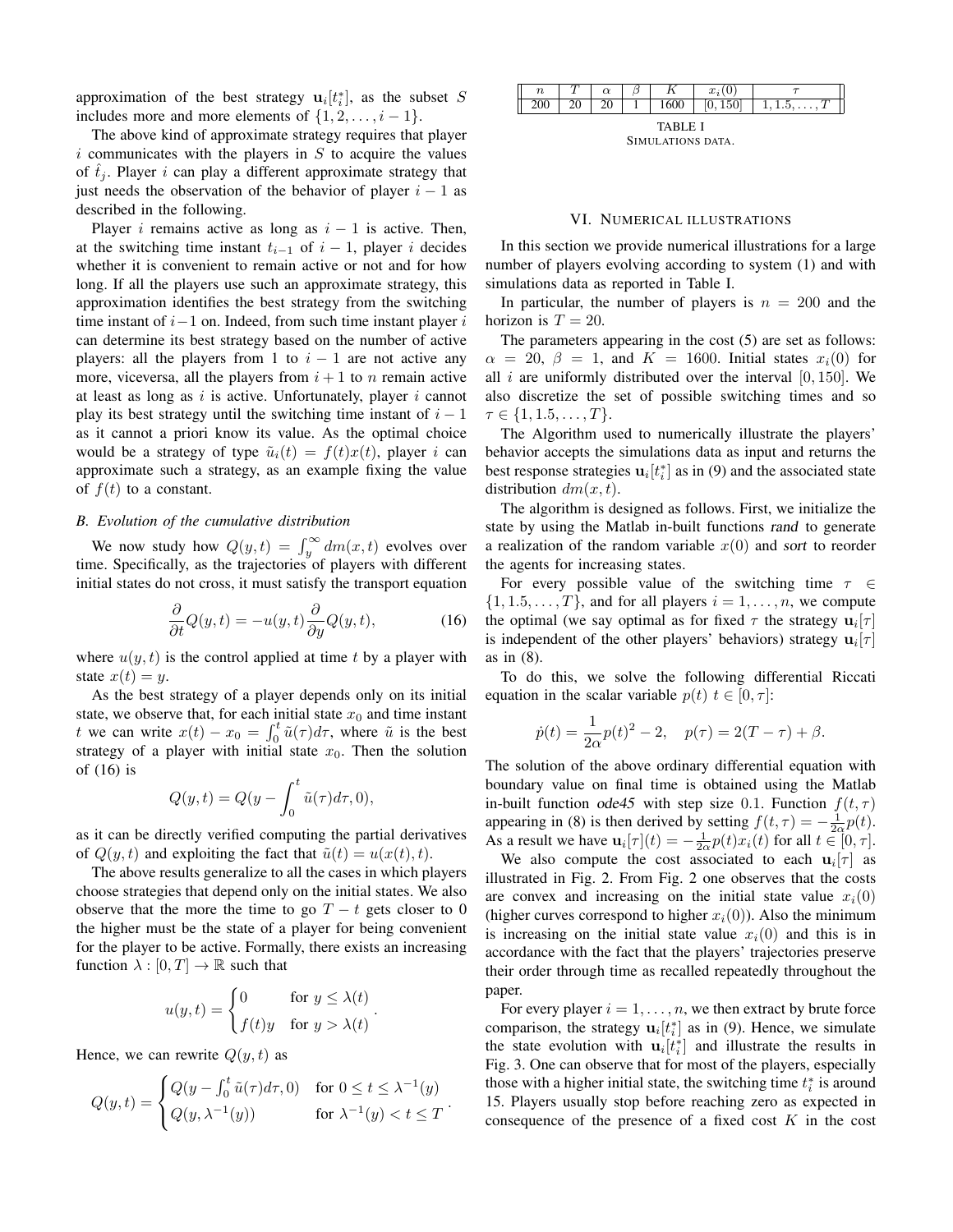approximation of the best strategy $\mathbf{u}_i[t_i^*]$, as the subset $S$ includes more and more elements of $\{1, 2, \ldots, i-1\}$.

The above kind of approximate strategy requires that player $i$ communicates with the players in $S$ to acquire the values of $\hat{t}_j$. Player $i$ can play a different approximate strategy that just needs the observation of the behavior of player $i-1$ as described in the following.

Player $i$ remains active as long as $i-1$ is active. Then, at the switching time instant $t_{i-1}$ of $i-1$, player $i$ decides whether it is convenient to remain active or not and for how long. If all the players use such an approximate strategy, this approximation identifies the best strategy from the switching time instant of $i-1$ on. Indeed, from such time instant player $i$ can determine its best strategy based on the number of active players: all the players from 1 to $i-1$ are not active any more, viceversa, all the players from $i+1$ to $n$ remain active at least as long as $i$ is active. Unfortunately, player $i$ cannot play its best strategy until the switching time instant of $i-1$ as it cannot a priori know its value. As the optimal choice would be a strategy of type $\tilde{u}_i(t) = f(t)x(t)$, player $i$ can approximate such a strategy, as an example fixing the value of $f(t)$ to a constant.

### B. Evolution of the cumulative distribution

We now study how $Q(y,t) = \int_y^\infty dm(x,t)$ evolves over time. Specifically, as the trajectories of players with different initial states do not cross, it must satisfy the transport equation

$$\frac{\partial}{\partial t}Q(y,t) = -u(y,t)\frac{\partial}{\partial y}Q(y,t), \tag{16}$$

where $u(y,t)$ is the control applied at time $t$ by a player with state $x(t) = y$.

As the best strategy of a player depends only on its initial state, we observe that, for each initial state $x_0$ and time instant $t$ we can write $x(t) - x_0 = \int_0^t \tilde{u}(\tau)d\tau$, where $\tilde{u}$ is the best strategy of a player with initial state $x_0$. Then the solution of (16) is

$$Q(y,t) = Q(y - \int_0^t \tilde{u}(\tau)d\tau, 0),$$

as it can be directly verified computing the partial derivatives of $Q(y,t)$ and exploiting the fact that $\tilde{u}(t) = u(x(t),t)$.

The above results generalize to all the cases in which players choose strategies that depend only on the initial states. We also observe that the more the time to go $T-t$ gets closer to 0 the higher must be the state of a player for being convenient for the player to be active. Formally, there exists an increasing function $\lambda : [0,T] \to \mathbb{R}$ such that

$$u(y,t) = \begin{cases} 0 & \text{for } y \le \lambda(t) \\ f(t)y & \text{for } y > \lambda(t) \end{cases}.$$

Hence, we can rewrite $Q(y,t)$ as

$$Q(y,t) = \begin{cases} Q(y - \int_0^t \tilde{u}(\tau)d\tau, 0) & \text{for } 0 \le t \le \lambda^{-1}(y) \\ Q(y, \lambda^{-1}(y)) & \text{for } \lambda^{-1}(y) < t \le T \end{cases}.$$

| $n$ | $T$ | $\alpha$ | $\beta$ | $K$ | $x_i(0)$ | $\tau$ |
|---|---|---|---|---|---|---|
| 200 | 20 | 20 | 1 | 1600 | [0, 150] | $1, 1.5, \ldots, T$ |

TABLE I
SIMULATIONS DATA.

## VI. Numerical illustrations

In this section we provide numerical illustrations for a large number of players evolving according to system (1) and with simulations data as reported in Table I.

In particular, the number of players is $n = 200$ and the horizon is $T = 20$.

The parameters appearing in the cost (5) are set as follows: $\alpha = 20$, $\beta = 1$, and $K = 1600$. Initial states $x_i(0)$ for all $i$ are uniformly distributed over the interval $[0, 150]$. We also discretize the set of possible switching times and so $\tau \in \{1, 1.5, \ldots, T\}$.

The Algorithm used to numerically illustrate the players' behavior accepts the simulations data as input and returns the best response strategies $\mathbf{u}_i[t_i^*]$ as in (9) and the associated state distribution $dm(x,t)$.

The algorithm is designed as follows. First, we initialize the state by using the Matlab in-built functions *rand* to generate a realization of the random variable $x(0)$ and *sort* to reorder the agents for increasing states.

For every possible value of the switching time $\tau \in \{1, 1.5, \ldots, T\}$, and for all players $i = 1, \ldots, n$, we compute the optimal (we say optimal as for fixed $\tau$ the strategy $\mathbf{u}_i[\tau]$ is independent of the other players' behaviors) strategy $\mathbf{u}_i[\tau]$ as in (8).

To do this, we solve the following differential Riccati equation in the scalar variable $p(t)$ $t \in [0, \tau]$:

$$\dot{p}(t) = \frac{1}{2\alpha}p(t)^2 - 2, \quad p(\tau) = 2(T - \tau) + \beta.$$

The solution of the above ordinary differential equation with boundary value on final time is obtained using the Matlab in-built function *ode45* with step size 0.1. Function $f(t,\tau)$ appearing in (8) is then derived by setting $f(t,\tau) = -\frac{1}{2\alpha}p(t)$. As a result we have $\mathbf{u}_i[\tau](t) = -\frac{1}{2\alpha}p(t)x_i(t)$ for all $t \in [0, \tau]$.

We also compute the cost associated to each $\mathbf{u}_i[\tau]$ as illustrated in Fig. 2. From Fig. 2 one observes that the costs are convex and increasing on the initial state value $x_i(0)$ (higher curves correspond to higher $x_i(0)$). Also the minimum is increasing on the initial state value $x_i(0)$ and this is in accordance with the fact that the players' trajectories preserve their order through time as recalled repeatedly throughout the paper.

For every player $i = 1, \ldots, n$, we then extract by brute force comparison, the strategy $\mathbf{u}_i[t_i^*]$ as in (9). Hence, we simulate the state evolution with $\mathbf{u}_i[t_i^*]$ and illustrate the results in Fig. 3. One can observe that for most of the players, especially those with a higher initial state, the switching time $t_i^*$ is around 15. Players usually stop before reaching zero as expected in consequence of the presence of a fixed cost $K$ in the cost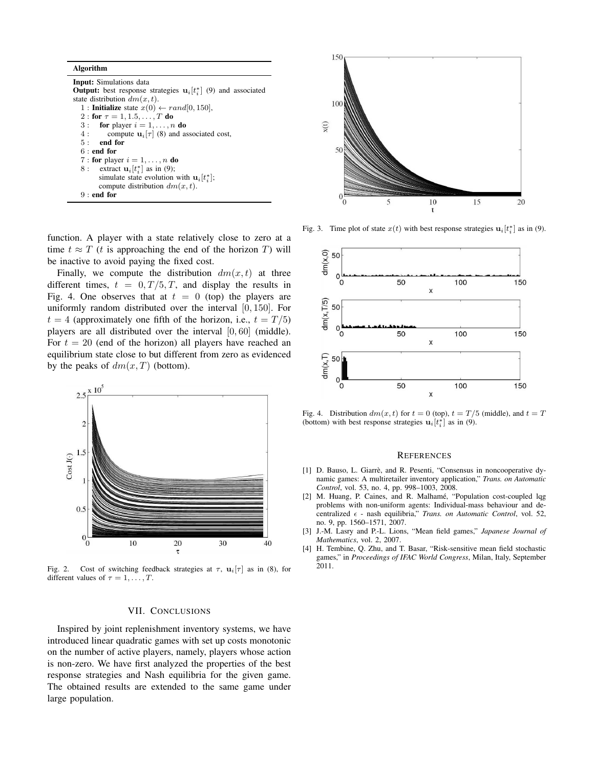**Algorithm**

**Input:** Simulations data
**Output:** best response strategies $\mathbf{u}_i[t_i^*]$ (9) and associated state distribution $dm(x,t)$.

1 : **Initialize** state $x(0) \leftarrow rand[0, 150]$,
2 : **for** $\tau = 1, 1.5, \ldots, T$ **do**
3 : &nbsp;&nbsp;&nbsp;**for** player $i = 1, \ldots, n$ **do**
4 : &nbsp;&nbsp;&nbsp;&nbsp;&nbsp;&nbsp;compute $\mathbf{u}_i[\tau]$ (8) and associated cost,
5 : &nbsp;&nbsp;&nbsp;**end for**
6 : **end for**
7 : **for** player $i = 1, \ldots, n$ **do**
8 : &nbsp;&nbsp;&nbsp;extract $\mathbf{u}_i[t_i^*]$ as in (9);
&nbsp;&nbsp;&nbsp;&nbsp;&nbsp;&nbsp;simulate state evolution with $\mathbf{u}_i[t_i^*]$;
&nbsp;&nbsp;&nbsp;&nbsp;&nbsp;&nbsp;compute distribution $dm(x,t)$.
9 : **end for**

function. A player with a state relatively close to zero at a time $t \approx T$ ($t$ is approaching the end of the horizon $T$) will be inactive to avoid paying the fixed cost.

Finally, we compute the distribution $dm(x,t)$ at three different times, $t = 0, T/5, T$, and display the results in Fig. 4. One observes that at $t = 0$ (top) the players are uniformly random distributed over the interval $[0, 150]$. For $t = 4$ (approximately one fifth of the horizon, i.e., $t = T/5$) players are all distributed over the interval $[0, 60]$ (middle). For $t = 20$ (end of the horizon) all players have reached an equilibrium state close to but different from zero as evidenced by the peaks of $dm(x,T)$ (bottom).

2.5 x 10^5
2
1.5
1
0.5
0
Cost J(·)
0 10 20 30 40
τ

Fig. 2. Cost of switching feedback strategies at $\tau$, $\mathbf{u}_i[\tau]$ as in (8), for different values of $\tau = 1, \ldots, T$.

## VII. Conclusions

Inspired by joint replenishment inventory systems, we have introduced linear quadratic games with set up costs monotonic on the number of active players, namely, players whose action is non-zero. We have first analyzed the properties of the best response strategies and Nash equilibria for the given game. The obtained results are extended to the same game under large population.

150
100
50
0
x(t)
0 5 10 15 20
t

Fig. 3. Time plot of state $x(t)$ with best response strategies $\mathbf{u}_i[t_i^*]$ as in (9).

dm(x,0)
50
0
0 50 100 150
x

dm(x,T/5)
50
0
0 50 100 150
x

dm(x,T)
50
0
0 50 100 150
x

Fig. 4. Distribution $dm(x,t)$ for $t = 0$ (top), $t = T/5$ (middle), and $t = T$ (bottom) with best response strategies $\mathbf{u}_i[t_i^*]$ as in (9).

## References

[1] D. Bauso, L. Giarrè, and R. Pesenti, "Consensus in noncooperative dynamic games: A multiretailer inventory application," *Trans. on Automatic Control*, vol. 53, no. 4, pp. 998–1003, 2008.

[2] M. Huang, P. Caines, and R. Malhamé, "Population cost-coupled lqg problems with non-uniform agents: Individual-mass behaviour and decentralized $\epsilon$ - nash equilibria," *Trans. on Automatic Control*, vol. 52, no. 9, pp. 1560–1571, 2007.

[3] J.-M. Lasry and P.-L. Lions, "Mean field games," *Japanese Journal of Mathematics*, vol. 2, 2007.

[4] H. Tembine, Q. Zhu, and T. Basar, "Risk-sensitive mean field stochastic games," in *Proceedings of IFAC World Congress*, Milan, Italy, September 2011.